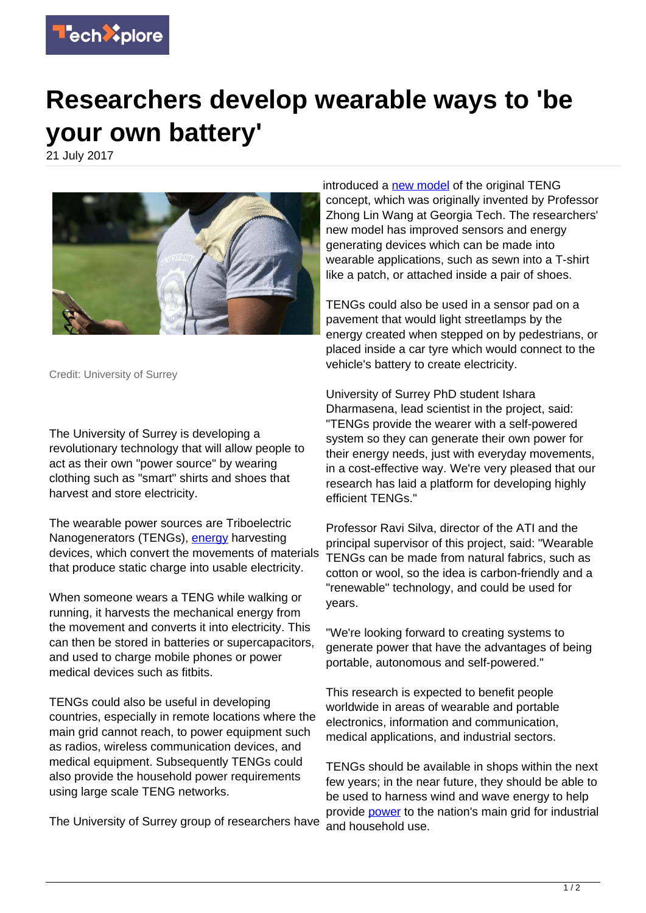# Researchers develop wearable ways to 'be your own battery'

21 July 2017

Credit: University of Surrey

The University of Surrey is developing a revolutionary technology that will allow people to act as their own "power source" by wearing clothing such as "smart" shirts and shoes that harvest and store electricity.

The wearable power sources are Triboelectric Nanogenerators (TENGs), energy harvesting devices, which convert the movements of materials that produce static charge into usable electricity.

When someone wears a TENG while walking or running, it harvests the mechanical energy from the movement and converts it into electricity. This can then be stored in batteries or supercapacitors, and used to charge mobile phones or power medical devices such as fitbits.

TENGs could also be useful in developing countries, especially in remote locations where the main grid cannot reach, to power equipment such as radios, wireless communication devices, and medical equipment. Subsequently TENGs could also provide the household power requirements using large scale TENG networks.

The University of Surrey group of researchers have introduced a new model of the original TENG concept, which was originally invented by Professor Zhong Lin Wang at Georgia Tech. The researchers' new model has improved sensors and energy generating devices which can be made into wearable applications, such as sewn into a T-shirt like a patch, or attached inside a pair of shoes.

TENGs could also be used in a sensor pad on a pavement that would light streetlamps by the energy created when stepped on by pedestrians, or placed inside a car tyre which would connect to the vehicle's battery to create electricity.

University of Surrey PhD student Ishara Dharmasena, lead scientist in the project, said: "TENGs provide the wearer with a self-powered system so they can generate their own power for their energy needs, just with everyday movements, in a cost-effective way. We're very pleased that our research has laid a platform for developing highly efficient TENGs."

Professor Ravi Silva, director of the ATI and the principal supervisor of this project, said: "Wearable TENGs can be made from natural fabrics, such as cotton or wool, so the idea is carbon-friendly and a "renewable" technology, and could be used for years.

"We're looking forward to creating systems to generate power that have the advantages of being portable, autonomous and self-powered."

This research is expected to benefit people worldwide in areas of wearable and portable electronics, information and communication, medical applications, and industrial sectors.

TENGs should be available in shops within the next few years; in the near future, they should be able to be used to harness wind and wave energy to help provide power to the nation's main grid for industrial and household use.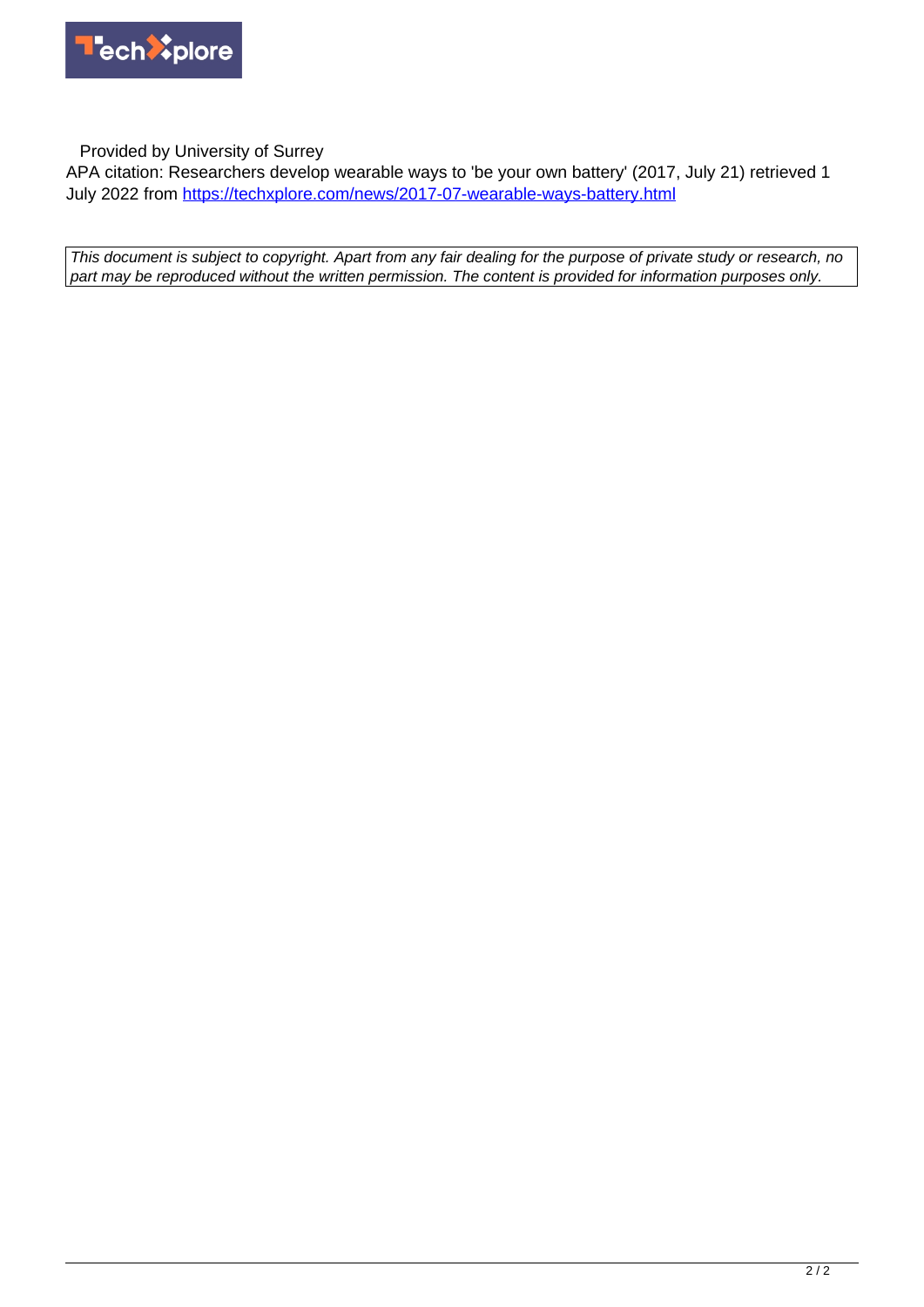Provided by University of Surrey

APA citation: Researchers develop wearable ways to 'be your own battery' (2017, July 21) retrieved 1 July 2022 from https://techxplore.com/news/2017-07-wearable-ways-battery.html

*This document is subject to copyright. Apart from any fair dealing for the purpose of private study or research, no part may be reproduced without the written permission. The content is provided for information purposes only.*